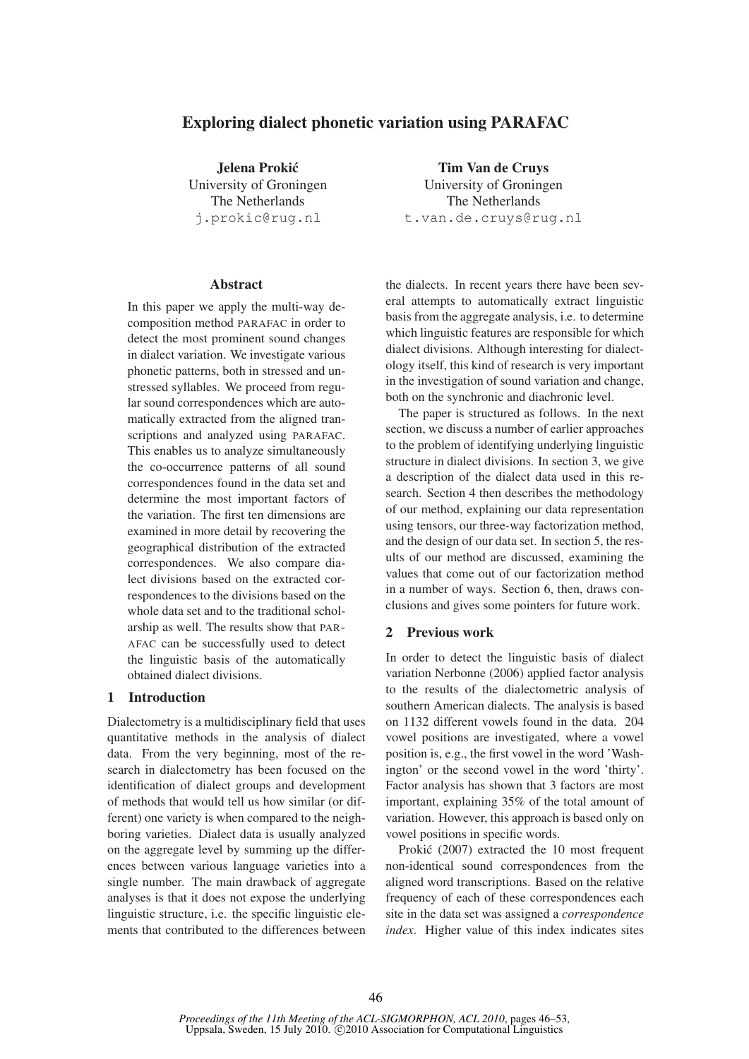# Exploring dialect phonetic variation using PARAFAC

**Jelena Prokić**
University of Groningen
The Netherlands
j.prokic@rug.nl

**Tim Van de Cruys**
University of Groningen
The Netherlands
t.van.de.cruys@rug.nl

## Abstract

In this paper we apply the multi-way decomposition method PARAFAC in order to detect the most prominent sound changes in dialect variation. We investigate various phonetic patterns, both in stressed and unstressed syllables. We proceed from regular sound correspondences which are automatically extracted from the aligned transcriptions and analyzed using PARAFAC. This enables us to analyze simultaneously the co-occurrence patterns of all sound correspondences found in the data set and determine the most important factors of the variation. The first ten dimensions are examined in more detail by recovering the geographical distribution of the extracted correspondences. We also compare dialect divisions based on the extracted correspondences to the divisions based on the whole data set and to the traditional scholarship as well. The results show that PARAFAC can be successfully used to detect the linguistic basis of the automatically obtained dialect divisions.

## 1 Introduction

Dialectometry is a multidisciplinary field that uses quantitative methods in the analysis of dialect data. From the very beginning, most of the research in dialectometry has been focused on the identification of dialect groups and development of methods that would tell us how similar (or different) one variety is when compared to the neighboring varieties. Dialect data is usually analyzed on the aggregate level by summing up the differences between various language varieties into a single number. The main drawback of aggregate analyses is that it does not expose the underlying linguistic structure, i.e. the specific linguistic elements that contributed to the differences between the dialects. In recent years there have been several attempts to automatically extract linguistic basis from the aggregate analysis, i.e. to determine which linguistic features are responsible for which dialect divisions. Although interesting for dialectology itself, this kind of research is very important in the investigation of sound variation and change, both on the synchronic and diachronic level.

The paper is structured as follows. In the next section, we discuss a number of earlier approaches to the problem of identifying underlying linguistic structure in dialect divisions. In section 3, we give a description of the dialect data used in this research. Section 4 then describes the methodology of our method, explaining our data representation using tensors, our three-way factorization method, and the design of our data set. In section 5, the results of our method are discussed, examining the values that come out of our factorization method in a number of ways. Section 6, then, draws conclusions and gives some pointers for future work.

## 2 Previous work

In order to detect the linguistic basis of dialect variation Nerbonne (2006) applied factor analysis to the results of the dialectometric analysis of southern American dialects. The analysis is based on 1132 different vowels found in the data. 204 vowel positions are investigated, where a vowel position is, e.g., the first vowel in the word 'Washington' or the second vowel in the word 'thirty'. Factor analysis has shown that 3 factors are most important, explaining 35% of the total amount of variation. However, this approach is based only on vowel positions in specific words.

Prokić (2007) extracted the 10 most frequent non-identical sound correspondences from the aligned word transcriptions. Based on the relative frequency of each of these correspondences each site in the data set was assigned a *correspondence index*. Higher value of this index indicates sites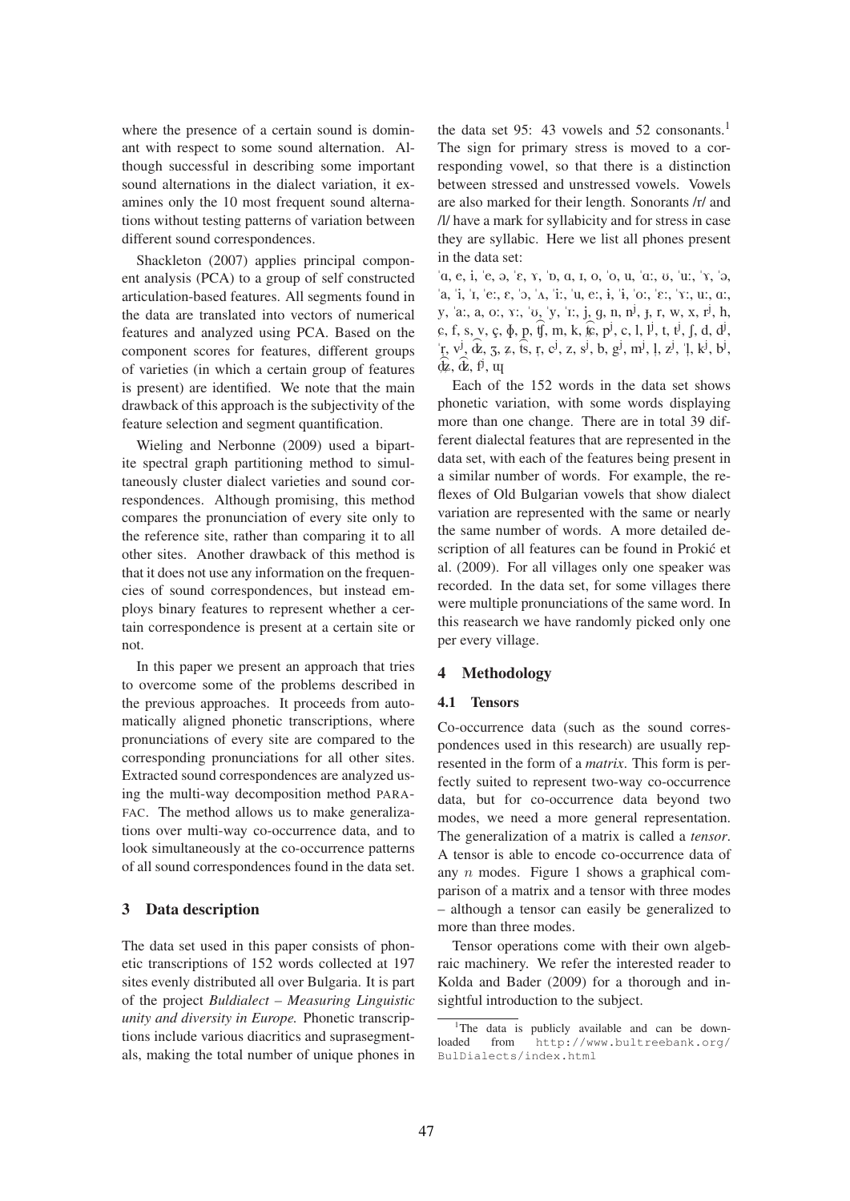where the presence of a certain sound is dominant with respect to some sound alternation. Although successful in describing some important sound alternations in the dialect variation, it examines only the 10 most frequent sound alternations without testing patterns of variation between different sound correspondences.

Shackleton (2007) applies principal component analysis (PCA) to a group of self constructed articulation-based features. All segments found in the data are translated into vectors of numerical features and analyzed using PCA. Based on the component scores for features, different groups of varieties (in which a certain group of features is present) are identified. We note that the main drawback of this approach is the subjectivity of the feature selection and segment quantification.

Wieling and Nerbonne (2009) used a bipartite spectral graph partitioning method to simultaneously cluster dialect varieties and sound correspondences. Although promising, this method compares the pronunciation of every site only to the reference site, rather than comparing it to all other sites. Another drawback of this method is that it does not use any information on the frequencies of sound correspondences, but instead employs binary features to represent whether a certain correspondence is present at a certain site or not.

In this paper we present an approach that tries to overcome some of the problems described in the previous approaches. It proceeds from automatically aligned phonetic transcriptions, where pronunciations of every site are compared to the corresponding pronunciations for all other sites. Extracted sound correspondences are analyzed using the multi-way decomposition method PARAFAC. The method allows us to make generalizations over multi-way co-occurrence data, and to look simultaneously at the co-occurrence patterns of all sound correspondences found in the data set.

## 3 Data description

The data set used in this paper consists of phonetic transcriptions of 152 words collected at 197 sites evenly distributed all over Bulgaria. It is part of the project *Buldialect – Measuring Linguistic unity and diversity in Europe.* Phonetic transcriptions include various diacritics and suprasegmentals, making the total number of unique phones in the data set 95: 43 vowels and 52 consonants.[1] The sign for primary stress is moved to a corresponding vowel, so that there is a distinction between stressed and unstressed vowels. Vowels are also marked for their length. Sonorants /r/ and /l/ have a mark for syllabicity and for stress in case they are syllabic. Here we list all phones present in the data set:

ˈɑ, e, i, ˈe, ə, ˈɛ, ɤ, ˈɒ, ɑ, ɪ, o, ˈo, u, ˈɑː, ʊ, ˈuː, ˈɤ, ˈə, ˈa, ˈi, ˈɪ, ˈeː, ɛ, ˈɔ, ˈʌ, ˈiː, ˈu, eː, ɨ, ˈɨ, ˈoː, ˈɛː, ˈɤː, uː, ɑː, y, ˈaː, a, oː, ɤː, ˈʊ, ˈy, ˈɪː, j, ɡ, n, nʲ, ɟ, r, w, x, rʲ, h, ɕ, f, s, v, ç, ɸ, p, t͡ʃ, m, k, t͡ɕ, pʲ, c, l, lʲ, t, tʲ, ʃ, d, dʲ, ˈr̩, vʲ, d͡ʑ, ʒ, z, t͡s, ɾ, cʲ, z, sʲ, b, ɡʲ, mʲ, l̩, zʲ, ˈl̩, kʲ, bʲ, d͡ʑ, d͡ʐ, fʲ, ɯ̩

Each of the 152 words in the data set shows phonetic variation, with some words displaying more than one change. There are in total 39 different dialectal features that are represented in the data set, with each of the features being present in a similar number of words. For example, the reflexes of Old Bulgarian vowels that show dialect variation are represented with the same or nearly the same number of words. A more detailed description of all features can be found in Prokić et al. (2009). For all villages only one speaker was recorded. In the data set, for some villages there were multiple pronunciations of the same word. In this reasearch we have randomly picked only one per every village.

## 4 Methodology

### 4.1 Tensors

Co-occurrence data (such as the sound correspondences used in this research) are usually represented in the form of a *matrix*. This form is perfectly suited to represent two-way co-occurrence data, but for co-occurrence data beyond two modes, we need a more general representation. The generalization of a matrix is called a *tensor*. A tensor is able to encode co-occurrence data of any $n$ modes. Figure 1 shows a graphical comparison of a matrix and a tensor with three modes – although a tensor can easily be generalized to more than three modes.

Tensor operations come with their own algebraic machinery. We refer the interested reader to Kolda and Bader (2009) for a thorough and insightful introduction to the subject.

[1] The data is publicly available and can be downloaded from http://www.bultreebank.org/BulDialects/index.html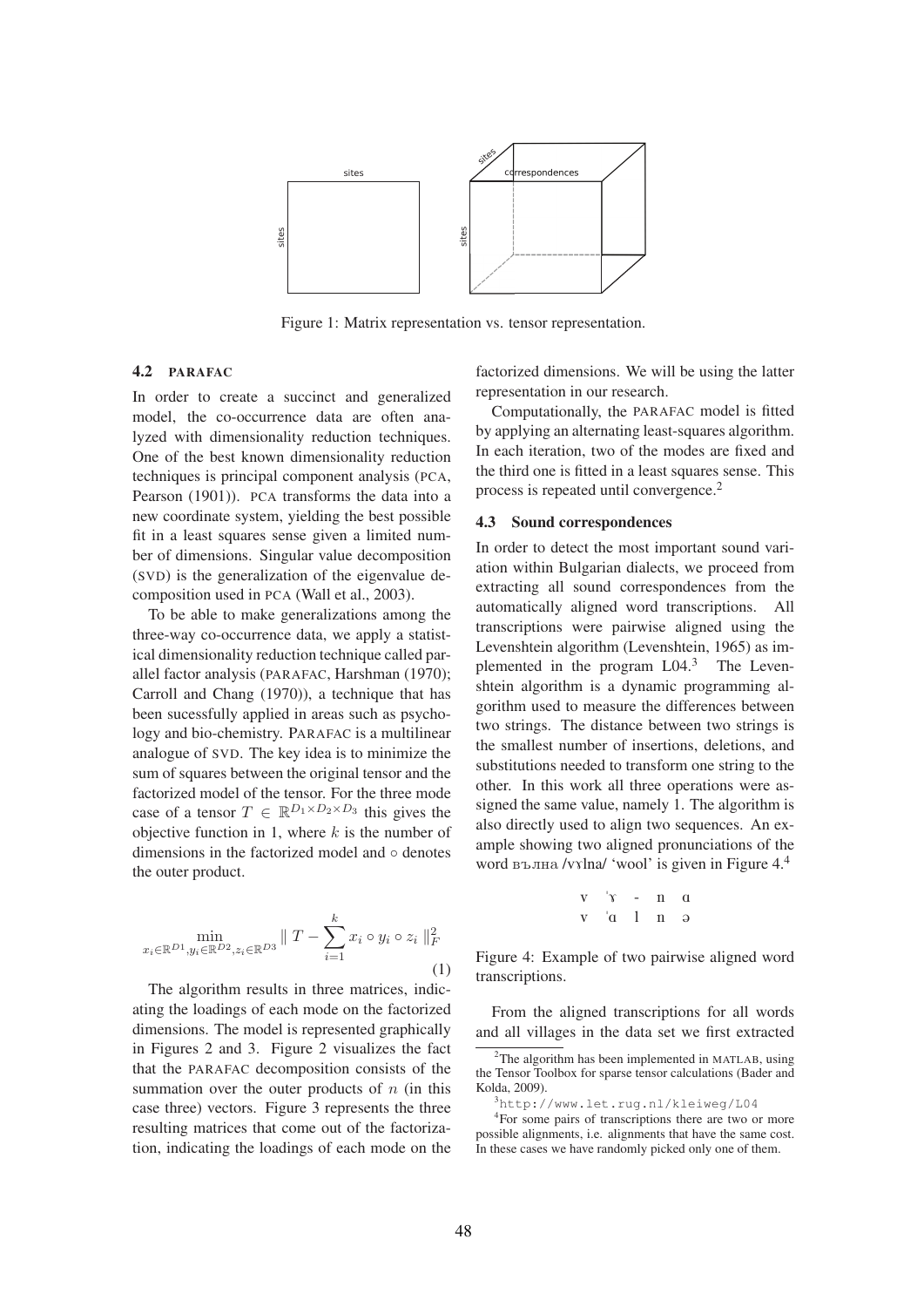Figure 1: Matrix representation vs. tensor representation.

### 4.2 PARAFAC

In order to create a succinct and generalized model, the co-occurrence data are often analyzed with dimensionality reduction techniques. One of the best known dimensionality reduction techniques is principal component analysis (PCA, Pearson (1901)). PCA transforms the data into a new coordinate system, yielding the best possible fit in a least squares sense given a limited number of dimensions. Singular value decomposition (SVD) is the generalization of the eigenvalue decomposition used in PCA (Wall et al., 2003).

To be able to make generalizations among the three-way co-occurrence data, we apply a statistical dimensionality reduction technique called parallel factor analysis (PARAFAC, Harshman (1970); Carroll and Chang (1970)), a technique that has been sucessfully applied in areas such as psychology and bio-chemistry. PARAFAC is a multilinear analogue of SVD. The key idea is to minimize the sum of squares between the original tensor and the factorized model of the tensor. For the three mode case of a tensor $T \in \mathbb{R}^{D_1 \times D_2 \times D_3}$ this gives the objective function in 1, where $k$ is the number of dimensions in the factorized model and $\circ$ denotes the outer product.

$$\min_{x_i \in \mathbb{R}^{D1}, y_i \in \mathbb{R}^{D2}, z_i \in \mathbb{R}^{D3}} \| T - \sum_{i=1}^{k} x_i \circ y_i \circ z_i \|_F^2 \quad (1)$$

The algorithm results in three matrices, indicating the loadings of each mode on the factorized dimensions. The model is represented graphically in Figures 2 and 3. Figure 2 visualizes the fact that the PARAFAC decomposition consists of the summation over the outer products of $n$ (in this case three) vectors. Figure 3 represents the three resulting matrices that come out of the factorization, indicating the loadings of each mode on the factorized dimensions. We will be using the latter representation in our research.

Computationally, the PARAFAC model is fitted by applying an alternating least-squares algorithm. In each iteration, two of the modes are fixed and the third one is fitted in a least squares sense. This process is repeated until convergence.[2]

### 4.3 Sound correspondences

In order to detect the most important sound variation within Bulgarian dialects, we proceed from extracting all sound correspondences from the automatically aligned word transcriptions. All transcriptions were pairwise aligned using the Levenshtein algorithm (Levenshtein, 1965) as implemented in the program L04.[3] The Levenshtein algorithm is a dynamic programming algorithm used to measure the differences between two strings. The distance between two strings is the smallest number of insertions, deletions, and substitutions needed to transform one string to the other. In this work all three operations were assigned the same value, namely 1. The algorithm is also directly used to align two sequences. An example showing two aligned pronunciations of the word вълна /vɤlna/ 'wool' is given in Figure 4.[4]

| v | ˈɤ | - | n | ɑ |
|---|---|---|---|---|
| v | ˈɑ | l | n | ə |

Figure 4: Example of two pairwise aligned word transcriptions.

From the aligned transcriptions for all words and all villages in the data set we first extracted

---

[2] The algorithm has been implemented in MATLAB, using the Tensor Toolbox for sparse tensor calculations (Bader and Kolda, 2009).

[3] http://www.let.rug.nl/kleiweg/L04

[4] For some pairs of transcriptions there are two or more possible alignments, i.e. alignments that have the same cost. In these cases we have randomly picked only one of them.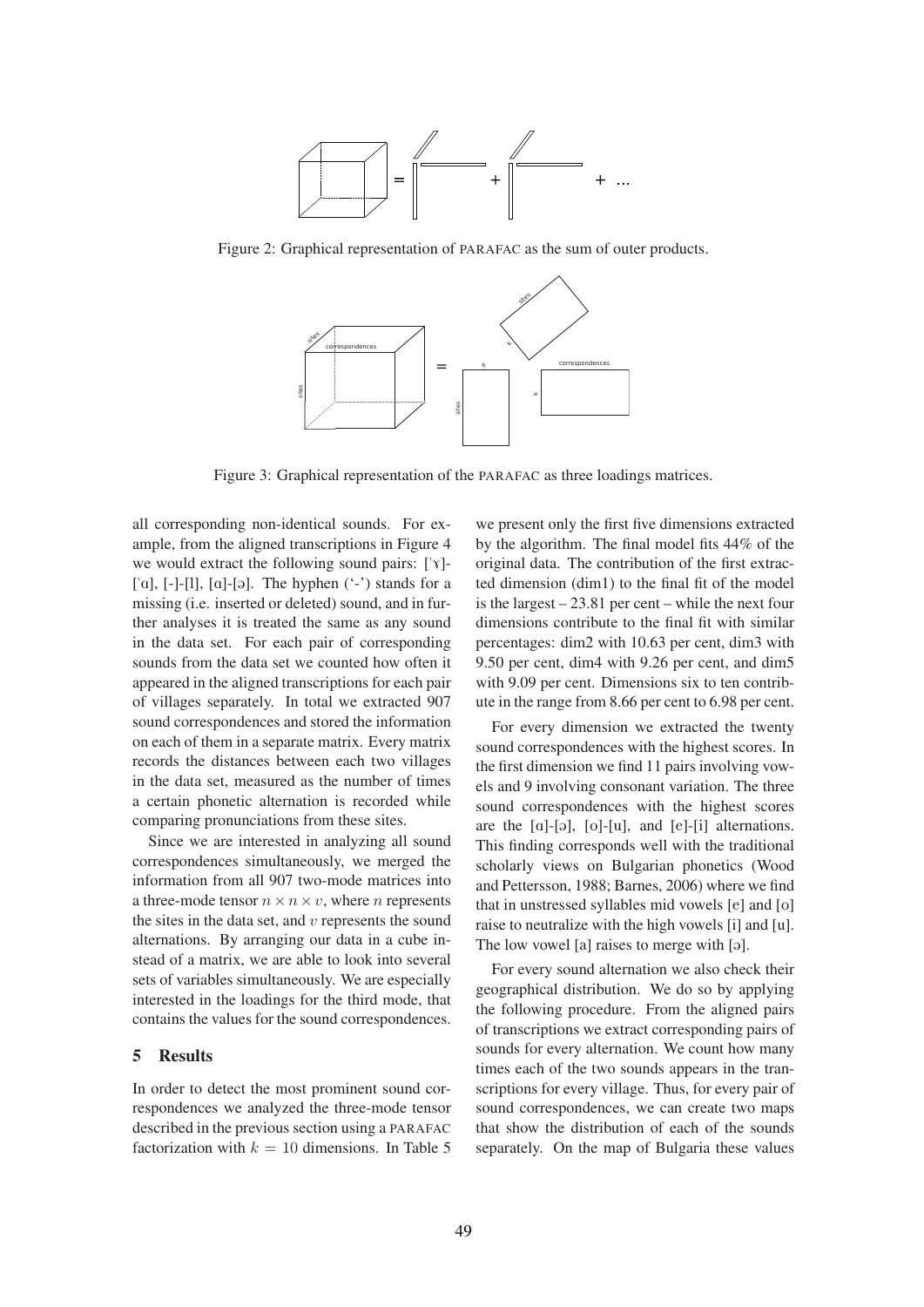Figure 2: Graphical representation of PARAFAC as the sum of outer products.

Figure 3: Graphical representation of the PARAFAC as three loadings matrices.

all corresponding non-identical sounds. For example, from the aligned transcriptions in Figure 4 we would extract the following sound pairs: [ˈɤ]-[ˈɑ], [-]-[l], [ɑ]-[ə]. The hyphen ('-') stands for a missing (i.e. inserted or deleted) sound, and in further analyses it is treated the same as any sound in the data set. For each pair of corresponding sounds from the data set we counted how often it appeared in the aligned transcriptions for each pair of villages separately. In total we extracted 907 sound correspondences and stored the information on each of them in a separate matrix. Every matrix records the distances between each two villages in the data set, measured as the number of times a certain phonetic alternation is recorded while comparing pronunciations from these sites.

Since we are interested in analyzing all sound correspondences simultaneously, we merged the information from all 907 two-mode matrices into a three-mode tensor $n \times n \times v$, where $n$ represents the sites in the data set, and $v$ represents the sound alternations. By arranging our data in a cube instead of a matrix, we are able to look into several sets of variables simultaneously. We are especially interested in the loadings for the third mode, that contains the values for the sound correspondences.

## 5 Results

In order to detect the most prominent sound correspondences we analyzed the three-mode tensor described in the previous section using a PARAFAC factorization with $k = 10$ dimensions. In Table 5 we present only the first five dimensions extracted by the algorithm. The final model fits 44% of the original data. The contribution of the first extracted dimension (dim1) to the final fit of the model is the largest – 23.81 per cent – while the next four dimensions contribute to the final fit with similar percentages: dim2 with 10.63 per cent, dim3 with 9.50 per cent, dim4 with 9.26 per cent, and dim5 with 9.09 per cent. Dimensions six to ten contribute in the range from 8.66 per cent to 6.98 per cent.

For every dimension we extracted the twenty sound correspondences with the highest scores. In the first dimension we find 11 pairs involving vowels and 9 involving consonant variation. The three sound correspondences with the highest scores are the [ɑ]-[ə], [o]-[u], and [e]-[i] alternations. This finding corresponds well with the traditional scholarly views on Bulgarian phonetics (Wood and Pettersson, 1988; Barnes, 2006) where we find that in unstressed syllables mid vowels [e] and [o] raise to neutralize with the high vowels [i] and [u]. The low vowel [a] raises to merge with [ə].

For every sound alternation we also check their geographical distribution. We do so by applying the following procedure. From the aligned pairs of transcriptions we extract corresponding pairs of sounds for every alternation. We count how many times each of the two sounds appears in the transcriptions for every village. Thus, for every pair of sound correspondences, we can create two maps that show the distribution of each of the sounds separately. On the map of Bulgaria these values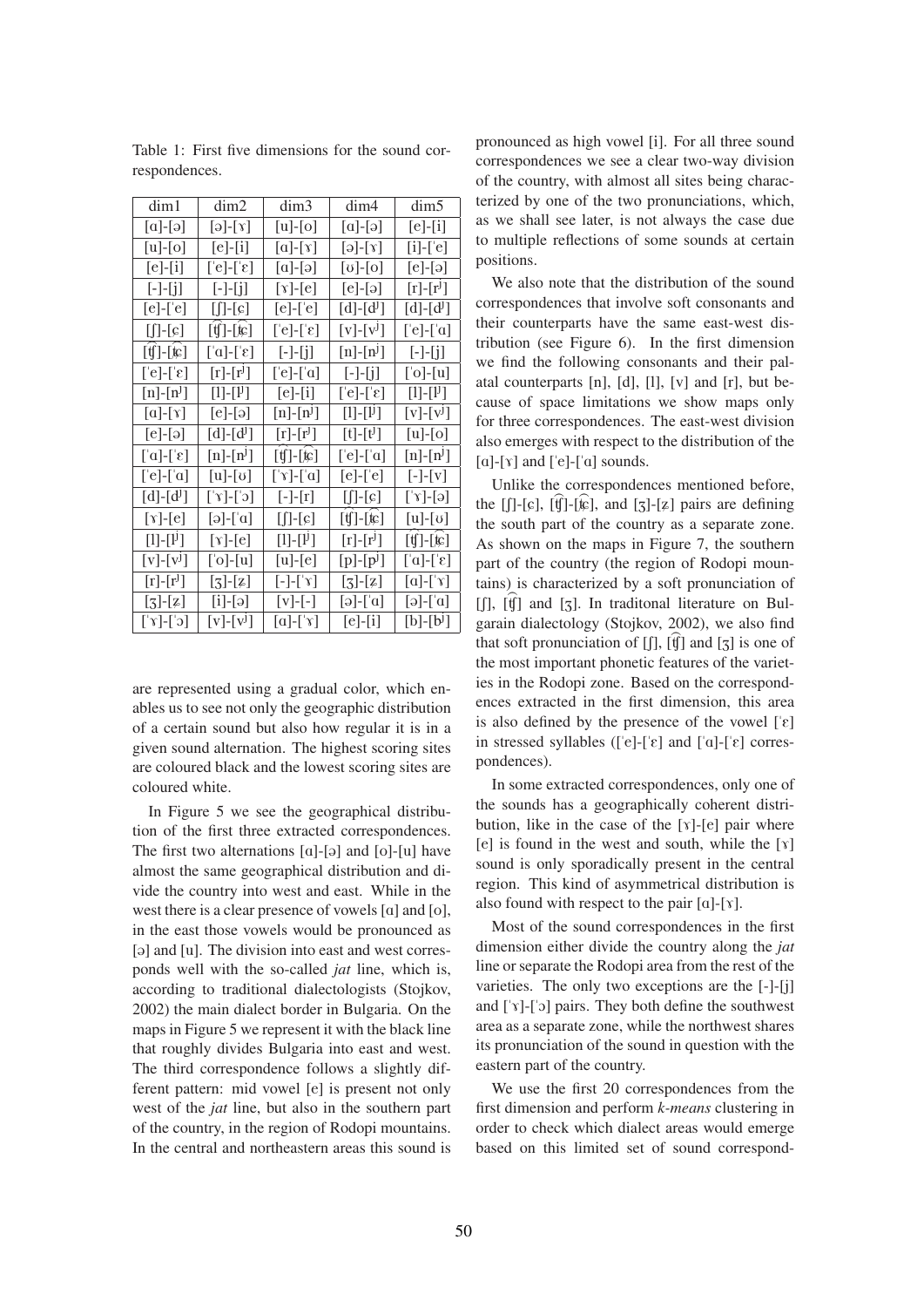Table 1: First five dimensions for the sound correspondences.

| dim1 | dim2 | dim3 | dim4 | dim5 |
|---|---|---|---|---|
| [ɑ]-[ə] | [ə]-[ɤ] | [u]-[o] | [ɑ]-[ə] | [e]-[i] |
| [u]-[o] | [e]-[i] | [ɑ]-[ɤ] | [ə]-[ɤ] | [i]-[ˈe] |
| [e]-[i] | [ˈe]-[ˈɛ] | [ɑ]-[ə] | [ʊ]-[o] | [e]-[ə] |
| [-]-[j] | [-]-[j] | [ɤ]-[e] | [e]-[ə] | [r]-[rʲ] |
| [e]-[ˈe] | [ʃ]-[ɕ] | [e]-[ˈe] | [d]-[dʲ] | [d]-[dʲ] |
| [ʃ]-[ɕ] | [t͡ʃ]-[t͡ɕ] | [ˈe]-[ˈɛ] | [v]-[vʲ] | [ˈe]-[ˈɑ] |
| [t͡ʃ]-[t͡ɕ] | [ˈɑ]-[ˈɛ] | [-]-[j] | [n]-[nʲ] | [-]-[j] |
| [ˈe]-[ˈɛ] | [r]-[rʲ] | [ˈe]-[ˈɑ] | [-]-[j] | [ˈo]-[u] |
| [n]-[nʲ] | [l]-[lʲ] | [e]-[i] | [ˈe]-[ˈɛ] | [l]-[lʲ] |
| [ɑ]-[ɤ] | [e]-[ə] | [n]-[nʲ] | [l]-[lʲ] | [v]-[vʲ] |
| [e]-[ə] | [d]-[dʲ] | [r]-[rʲ] | [t]-[tʲ] | [u]-[o] |
| [ˈɑ]-[ˈɛ] | [n]-[nʲ] | [t͡ʃ]-[t͡ɕ] | [ˈe]-[ˈɑ] | [n]-[nʲ] |
| [ˈe]-[ˈɑ] | [u]-[ʊ] | [ˈɤ]-[ˈɑ] | [e]-[ˈe] | [-]-[v] |
| [d]-[dʲ] | [ˈɤ]-[ˈɔ] | [-]-[r] | [ʃ]-[ɕ] | [ˈɤ]-[ə] |
| [ɤ]-[e] | [ə]-[ˈɑ] | [ʃ]-[ɕ] | [t͡ʃ]-[t͡ɕ] | [u]-[ʊ] |
| [l]-[lʲ] | [ɤ]-[e] | [l]-[lʲ] | [r]-[rʲ] | [t͡ʃ]-[t͡ɕ] |
| [v]-[vʲ] | [ˈo]-[u] | [u]-[e] | [p]-[pʲ] | [ˈɑ]-[ˈɛ] |
| [r]-[rʲ] | [ʒ]-[ʑ] | [-]-[ˈɤ] | [ʒ]-[ʑ] | [ɑ]-[ˈɤ] |
| [ʒ]-[ʑ] | [i]-[ə] | [v]-[-] | [ə]-[ˈɑ] | [ə]-[ˈɑ] |
| [ˈɤ]-[ˈɔ] | [v]-[vʲ] | [ɑ]-[ˈɤ] | [e]-[i] | [b]-[bʲ] |

are represented using a gradual color, which enables us to see not only the geographic distribution of a certain sound but also how regular it is in a given sound alternation. The highest scoring sites are coloured black and the lowest scoring sites are coloured white.

In Figure 5 we see the geographical distribution of the first three extracted correspondences. The first two alternations [ɑ]-[ə] and [o]-[u] have almost the same geographical distribution and divide the country into west and east. While in the west there is a clear presence of vowels [ɑ] and [o], in the east those vowels would be pronounced as [ə] and [u]. The division into east and west corresponds well with the so-called *jat* line, which is, according to traditional dialectologists (Stojkov, 2002) the main dialect border in Bulgaria. On the maps in Figure 5 we represent it with the black line that roughly divides Bulgaria into east and west. The third correspondence follows a slightly different pattern: mid vowel [e] is present not only west of the *jat* line, but also in the southern part of the country, in the region of Rodopi mountains. In the central and northeastern areas this sound is pronounced as high vowel [i]. For all three sound correspondences we see a clear two-way division of the country, with almost all sites being characterized by one of the two pronunciations, which, as we shall see later, is not always the case due to multiple reflections of some sounds at certain positions.

We also note that the distribution of the sound correspondences that involve soft consonants and their counterparts have the same east-west distribution (see Figure 6). In the first dimension we find the following consonants and their palatal counterparts [n], [d], [l], [v] and [r], but because of space limitations we show maps only for three correspondences. The east-west division also emerges with respect to the distribution of the [ɑ]-[ɤ] and [ˈe]-[ˈɑ] sounds.

Unlike the correspondences mentioned before, the [ʃ]-[ɕ], [t͡ʃ]-[t͡ɕ], and [ʒ]-[ʑ] pairs are defining the south part of the country as a separate zone. As shown on the maps in Figure 7, the southern part of the country (the region of Rodopi mountains) is characterized by a soft pronunciation of [ʃ], [t͡ʃ] and [ʒ]. In traditonal literature on Bulgarain dialectology (Stojkov, 2002), we also find that soft pronunciation of [ʃ], [t͡ʃ] and [ʒ] is one of the most important phonetic features of the varieties in the Rodopi zone. Based on the correspondences extracted in the first dimension, this area is also defined by the presence of the vowel [ˈɛ] in stressed syllables ([ˈe]-[ˈɛ] and [ˈɑ]-[ˈɛ] correspondences).

In some extracted correspondences, only one of the sounds has a geographically coherent distribution, like in the case of the [ɤ]-[e] pair where [e] is found in the west and south, while the [ɤ] sound is only sporadically present in the central region. This kind of asymmetrical distribution is also found with respect to the pair [ɑ]-[ɤ].

Most of the sound correspondences in the first dimension either divide the country along the *jat* line or separate the Rodopi area from the rest of the varieties. The only two exceptions are the [-]-[j] and [ˈɤ]-[ˈɔ] pairs. They both define the southwest area as a separate zone, while the northwest shares its pronunciation of the sound in question with the eastern part of the country.

We use the first 20 correspondences from the first dimension and perform *k-means* clustering in order to check which dialect areas would emerge based on this limited set of sound correspond-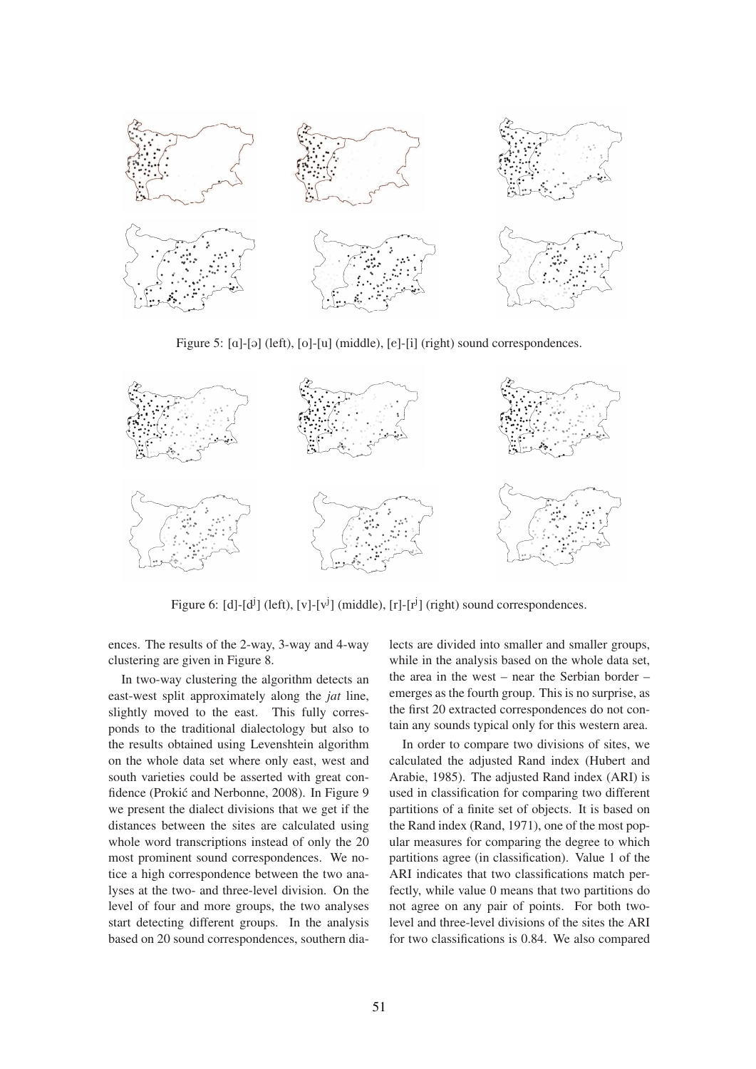Figure 5: [ɑ]-[ə] (left), [o]-[u] (middle), [e]-[i] (right) sound correspondences.

Figure 6: [d]-[dʲ] (left), [v]-[vʲ] (middle), [r]-[rʲ] (right) sound correspondences.

ences. The results of the 2-way, 3-way and 4-way clustering are given in Figure 8.

In two-way clustering the algorithm detects an east-west split approximately along the *jat* line, slightly moved to the east. This fully corresponds to the traditional dialectology but also to the results obtained using Levenshtein algorithm on the whole data set where only east, west and south varieties could be asserted with great confidence (Prokić and Nerbonne, 2008). In Figure 9 we present the dialect divisions that we get if the distances between the sites are calculated using whole word transcriptions instead of only the 20 most prominent sound correspondences. We notice a high correspondence between the two analyses at the two- and three-level division. On the level of four and more groups, the two analyses start detecting different groups. In the analysis based on 20 sound correspondences, southern dialects are divided into smaller and smaller groups, while in the analysis based on the whole data set, the area in the west – near the Serbian border – emerges as the fourth group. This is no surprise, as the first 20 extracted correspondences do not contain any sounds typical only for this western area.

In order to compare two divisions of sites, we calculated the adjusted Rand index (Hubert and Arabie, 1985). The adjusted Rand index (ARI) is used in classification for comparing two different partitions of a finite set of objects. It is based on the Rand index (Rand, 1971), one of the most popular measures for comparing the degree to which partitions agree (in classification). Value 1 of the ARI indicates that two classifications match perfectly, while value 0 means that two partitions do not agree on any pair of points. For both two-level and three-level divisions of the sites the ARI for two classifications is 0.84. We also compared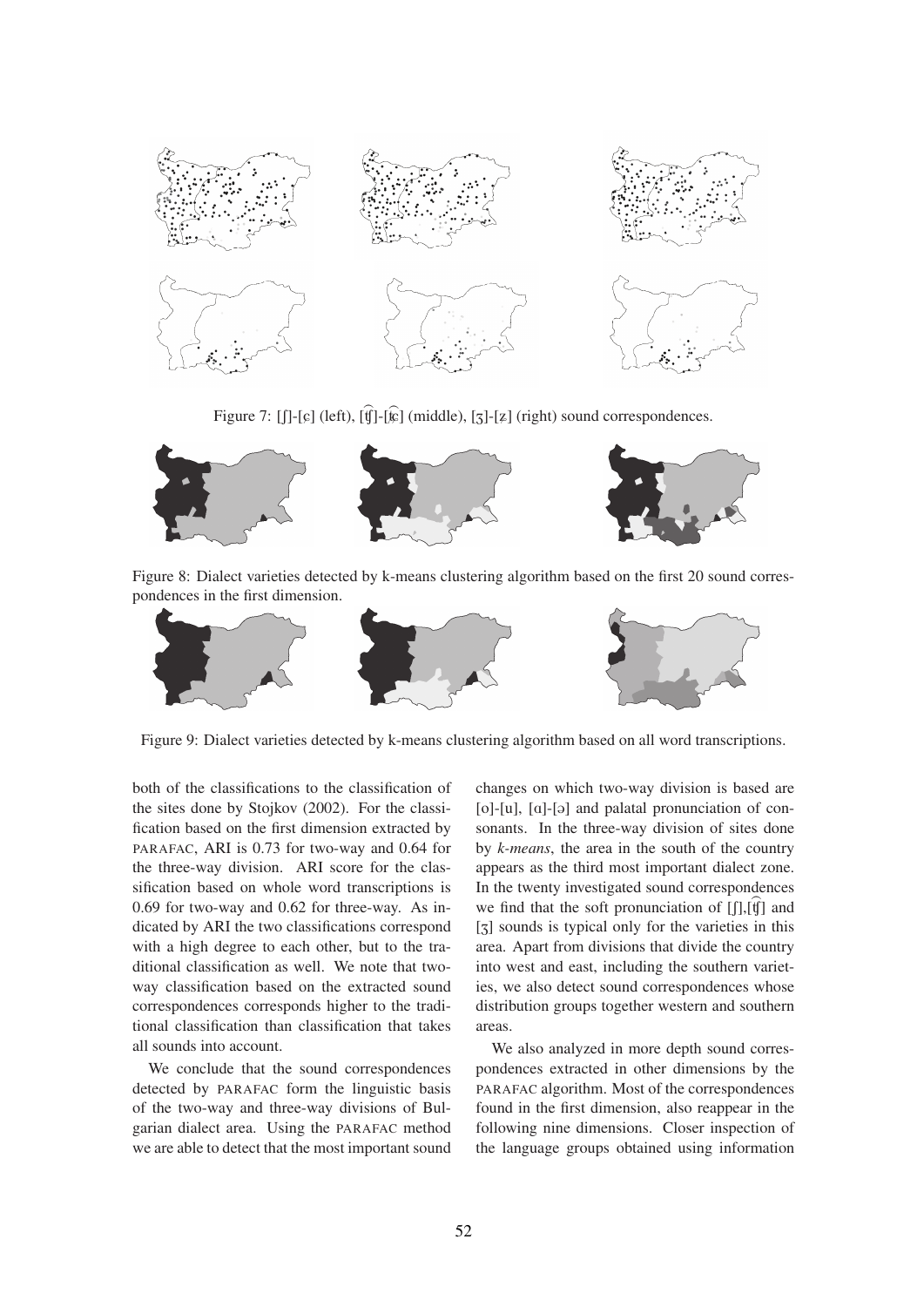Figure 7: [ʃ]-[ɕ] (left), [t͡ʃ]-[t͡ɕ] (middle), [ʒ]-[ʑ] (right) sound correspondences.

Figure 8: Dialect varieties detected by k-means clustering algorithm based on the first 20 sound correspondences in the first dimension.

Figure 9: Dialect varieties detected by k-means clustering algorithm based on all word transcriptions.

both of the classifications to the classification of the sites done by Stojkov (2002). For the classification based on the first dimension extracted by PARAFAC, ARI is 0.73 for two-way and 0.64 for the three-way division. ARI score for the classification based on whole word transcriptions is 0.69 for two-way and 0.62 for three-way. As indicated by ARI the two classifications correspond with a high degree to each other, but to the traditional classification as well. We note that two-way classification based on the extracted sound correspondences corresponds higher to the traditional classification than classification that takes all sounds into account.

We conclude that the sound correspondences detected by PARAFAC form the linguistic basis of the two-way and three-way divisions of Bulgarian dialect area. Using the PARAFAC method we are able to detect that the most important sound changes on which two-way division is based are [o]-[u], [ɑ]-[ə] and palatal pronunciation of consonants. In the three-way division of sites done by *k-means*, the area in the south of the country appears as the third most important dialect zone. In the twenty investigated sound correspondences we find that the soft pronunciation of [ʃ],[t͡ʃ] and [ʒ] sounds is typical only for the varieties in this area. Apart from divisions that divide the country into west and east, including the southern varieties, we also detect sound correspondences whose distribution groups together western and southern areas.

We also analyzed in more depth sound correspondences extracted in other dimensions by the PARAFAC algorithm. Most of the correspondences found in the first dimension, also reappear in the following nine dimensions. Closer inspection of the language groups obtained using information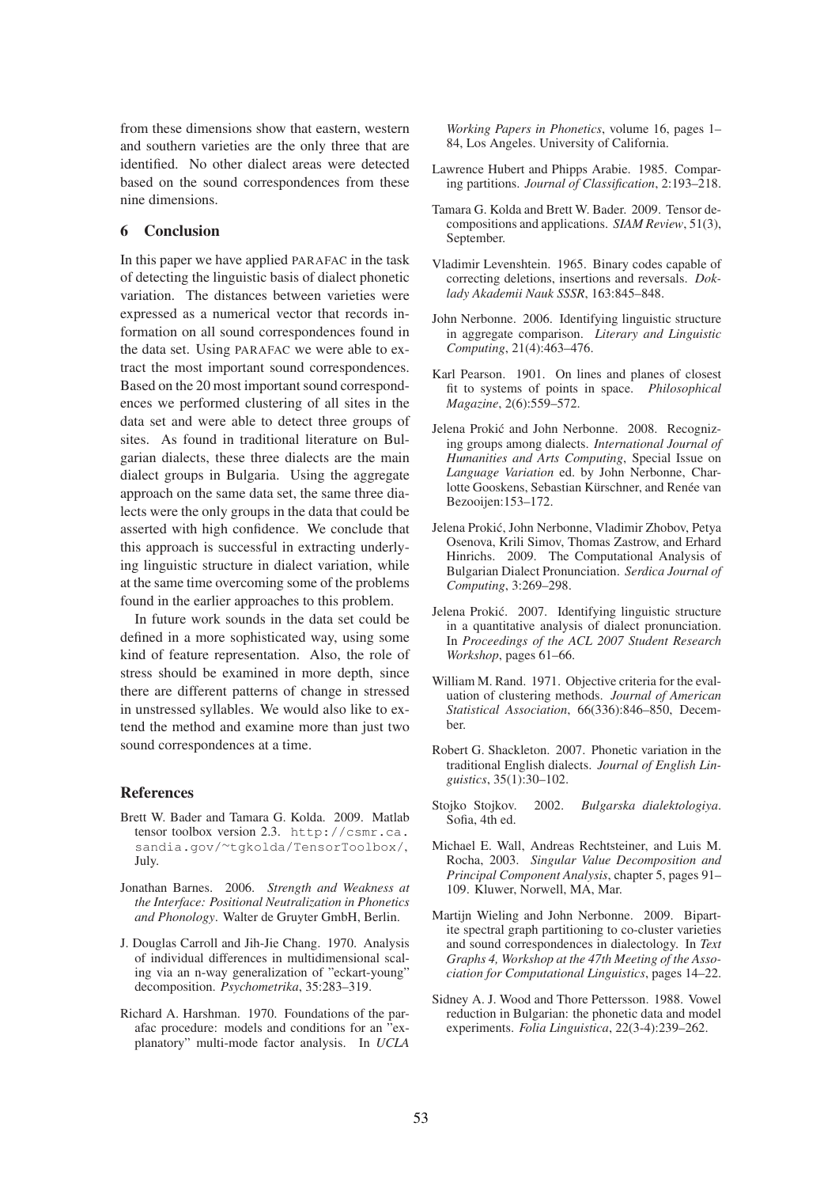from these dimensions show that eastern, western and southern varieties are the only three that are identified. No other dialect areas were detected based on the sound correspondences from these nine dimensions.

## 6 Conclusion

In this paper we have applied PARAFAC in the task of detecting the linguistic basis of dialect phonetic variation. The distances between varieties were expressed as a numerical vector that records information on all sound correspondences found in the data set. Using PARAFAC we were able to extract the most important sound correspondences. Based on the 20 most important sound correspondences we performed clustering of all sites in the data set and were able to detect three groups of sites. As found in traditional literature on Bulgarian dialects, these three dialects are the main dialect groups in Bulgaria. Using the aggregate approach on the same data set, the same three dialects were the only groups in the data that could be asserted with high confidence. We conclude that this approach is successful in extracting underlying linguistic structure in dialect variation, while at the same time overcoming some of the problems found in the earlier approaches to this problem.

In future work sounds in the data set could be defined in a more sophisticated way, using some kind of feature representation. Also, the role of stress should be examined in more depth, since there are different patterns of change in stressed in unstressed syllables. We would also like to extend the method and examine more than just two sound correspondences at a time.

## References

Brett W. Bader and Tamara G. Kolda. 2009. Matlab tensor toolbox version 2.3. http://csmr.ca.sandia.gov/~tgkolda/TensorToolbox/, July.

Jonathan Barnes. 2006. *Strength and Weakness at the Interface: Positional Neutralization in Phonetics and Phonology*. Walter de Gruyter GmbH, Berlin.

J. Douglas Carroll and Jih-Jie Chang. 1970. Analysis of individual differences in multidimensional scaling via an n-way generalization of "eckart-young" decomposition. *Psychometrika*, 35:283–319.

Richard A. Harshman. 1970. Foundations of the parafac procedure: models and conditions for an "explanatory" multi-mode factor analysis. In *UCLA Working Papers in Phonetics*, volume 16, pages 1–84, Los Angeles. University of California.

Lawrence Hubert and Phipps Arabie. 1985. Comparing partitions. *Journal of Classification*, 2:193–218.

Tamara G. Kolda and Brett W. Bader. 2009. Tensor decompositions and applications. *SIAM Review*, 51(3), September.

Vladimir Levenshtein. 1965. Binary codes capable of correcting deletions, insertions and reversals. *Doklady Akademii Nauk SSSR*, 163:845–848.

John Nerbonne. 2006. Identifying linguistic structure in aggregate comparison. *Literary and Linguistic Computing*, 21(4):463–476.

Karl Pearson. 1901. On lines and planes of closest fit to systems of points in space. *Philosophical Magazine*, 2(6):559–572.

Jelena Prokić and John Nerbonne. 2008. Recognizing groups among dialects. *International Journal of Humanities and Arts Computing*, Special Issue on *Language Variation* ed. by John Nerbonne, Charlotte Gooskens, Sebastian Kürschner, and Renée van Bezooijen:153–172.

Jelena Prokić, John Nerbonne, Vladimir Zhobov, Petya Osenova, Krili Simov, Thomas Zastrow, and Erhard Hinrichs. 2009. The Computational Analysis of Bulgarian Dialect Pronunciation. *Serdica Journal of Computing*, 3:269–298.

Jelena Prokić. 2007. Identifying linguistic structure in a quantitative analysis of dialect pronunciation. In *Proceedings of the ACL 2007 Student Research Workshop*, pages 61–66.

William M. Rand. 1971. Objective criteria for the evaluation of clustering methods. *Journal of American Statistical Association*, 66(336):846–850, December.

Robert G. Shackleton. 2007. Phonetic variation in the traditional English dialects. *Journal of English Linguistics*, 35(1):30–102.

Stojko Stojkov. 2002. *Bulgarska dialektologiya*. Sofia, 4th ed.

Michael E. Wall, Andreas Rechtsteiner, and Luis M. Rocha, 2003. *Singular Value Decomposition and Principal Component Analysis*, chapter 5, pages 91–109. Kluwer, Norwell, MA, Mar.

Martijn Wieling and John Nerbonne. 2009. Bipartite spectral graph partitioning to co-cluster varieties and sound correspondences in dialectology. In *Text Graphs 4, Workshop at the 47th Meeting of the Association for Computational Linguistics*, pages 14–22.

Sidney A. J. Wood and Thore Pettersson. 1988. Vowel reduction in Bulgarian: the phonetic data and model experiments. *Folia Linguistica*, 22(3-4):239–262.